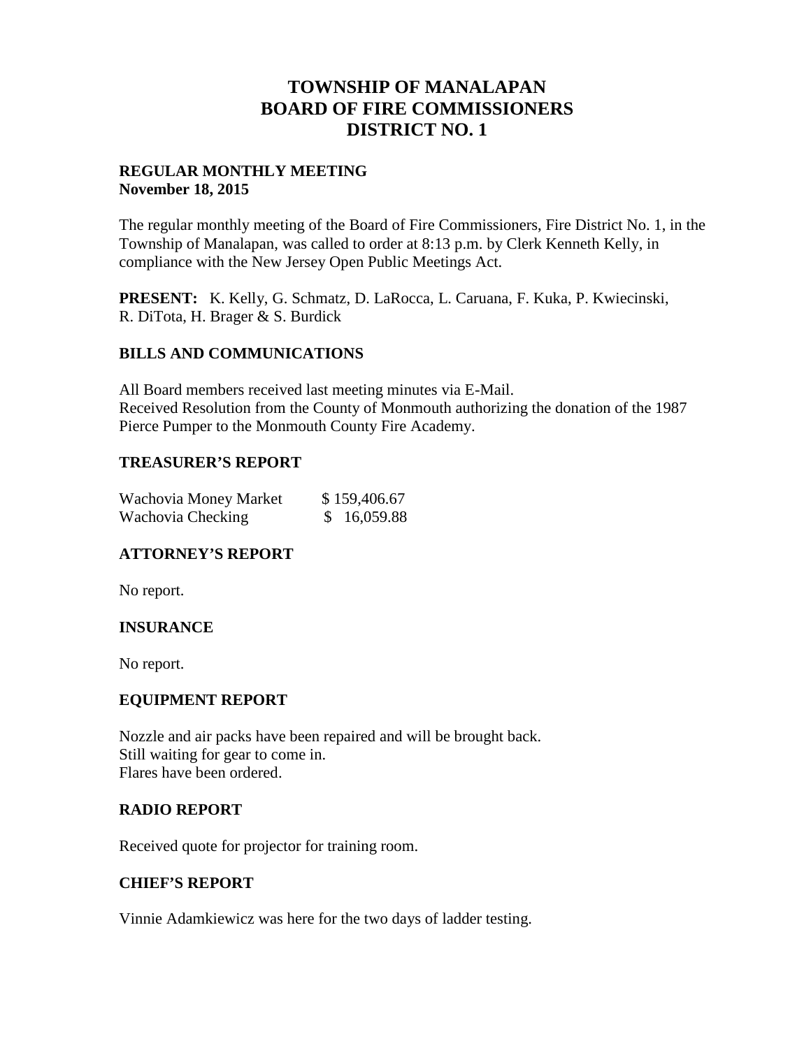# TOWNSHIP OF MANALAPAN
# BOARD OF FIRE COMMISSIONERS
# DISTRICT NO. 1

**REGULAR MONTHLY MEETING**
**November 18, 2015**

The regular monthly meeting of the Board of Fire Commissioners, Fire District No. 1, in the Township of Manalapan, was called to order at 8:13 p.m. by Clerk Kenneth Kelly, in compliance with the New Jersey Open Public Meetings Act.

**PRESENT:** K. Kelly, G. Schmatz, D. LaRocca, L. Caruana, F. Kuka, P. Kwiecinski, R. DiTota, H. Brager & S. Burdick

## BILLS AND COMMUNICATIONS

All Board members received last meeting minutes via E-Mail.
Received Resolution from the County of Monmouth authorizing the donation of the 1987 Pierce Pumper to the Monmouth County Fire Academy.

## TREASURER'S REPORT

| | |
|---|---|
| Wachovia Money Market | $ 159,406.67 |
| Wachovia Checking | $ 16,059.88 |

## ATTORNEY'S REPORT

No report.

## INSURANCE

No report.

## EQUIPMENT REPORT

Nozzle and air packs have been repaired and will be brought back.
Still waiting for gear to come in.
Flares have been ordered.

## RADIO REPORT

Received quote for projector for training room.

## CHIEF'S REPORT

Vinnie Adamkiewicz was here for the two days of ladder testing.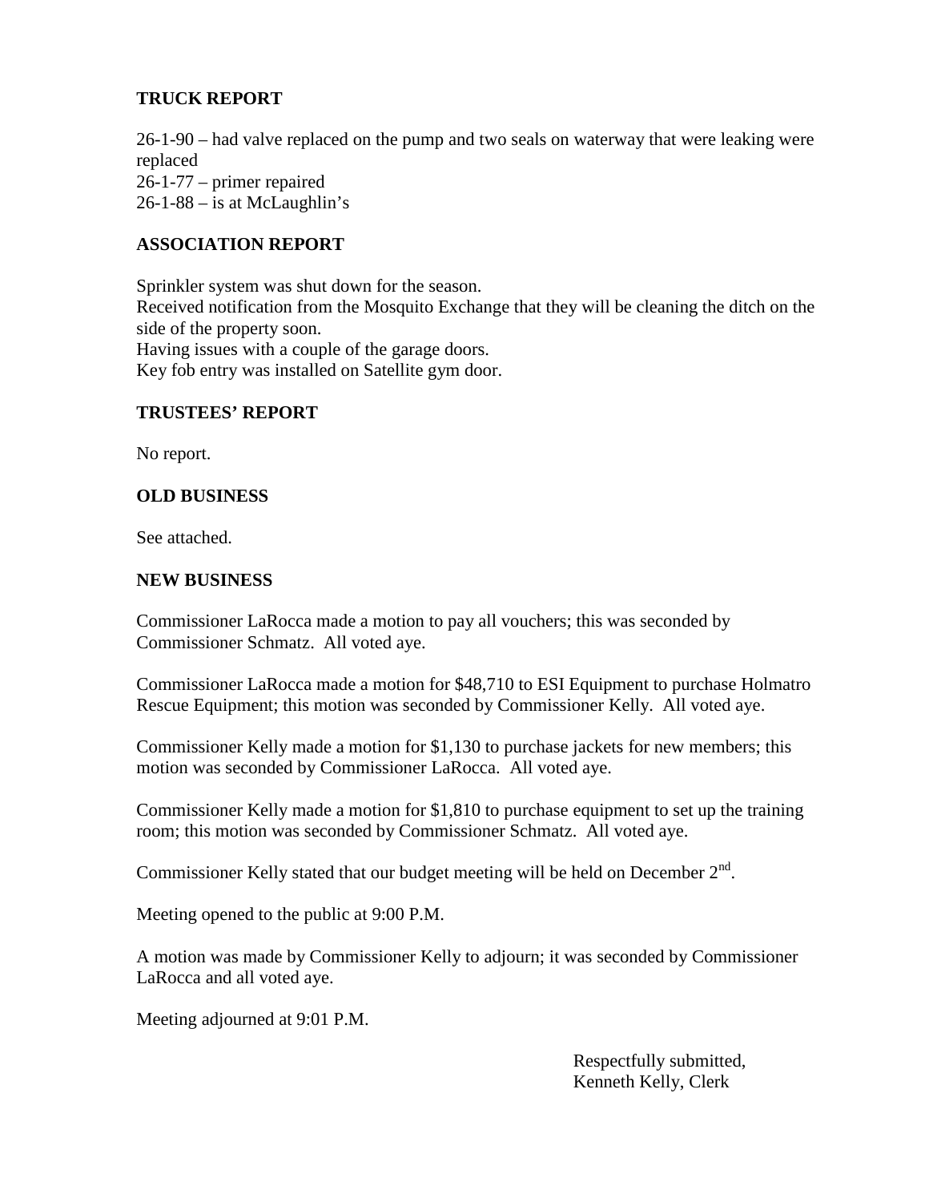## TRUCK REPORT

26-1-90 – had valve replaced on the pump and two seals on waterway that were leaking were replaced
26-1-77 – primer repaired
26-1-88 – is at McLaughlin's

## ASSOCIATION REPORT

Sprinkler system was shut down for the season.
Received notification from the Mosquito Exchange that they will be cleaning the ditch on the side of the property soon.
Having issues with a couple of the garage doors.
Key fob entry was installed on Satellite gym door.

## TRUSTEES' REPORT

No report.

## OLD BUSINESS

See attached.

## NEW BUSINESS

Commissioner LaRocca made a motion to pay all vouchers; this was seconded by Commissioner Schmatz. All voted aye.

Commissioner LaRocca made a motion for $48,710 to ESI Equipment to purchase Holmatro Rescue Equipment; this motion was seconded by Commissioner Kelly. All voted aye.

Commissioner Kelly made a motion for $1,130 to purchase jackets for new members; this motion was seconded by Commissioner LaRocca. All voted aye.

Commissioner Kelly made a motion for $1,810 to purchase equipment to set up the training room; this motion was seconded by Commissioner Schmatz. All voted aye.

Commissioner Kelly stated that our budget meeting will be held on December 2nd.

Meeting opened to the public at 9:00 P.M.

A motion was made by Commissioner Kelly to adjourn; it was seconded by Commissioner LaRocca and all voted aye.

Meeting adjourned at 9:01 P.M.

Respectfully submitted,
Kenneth Kelly, Clerk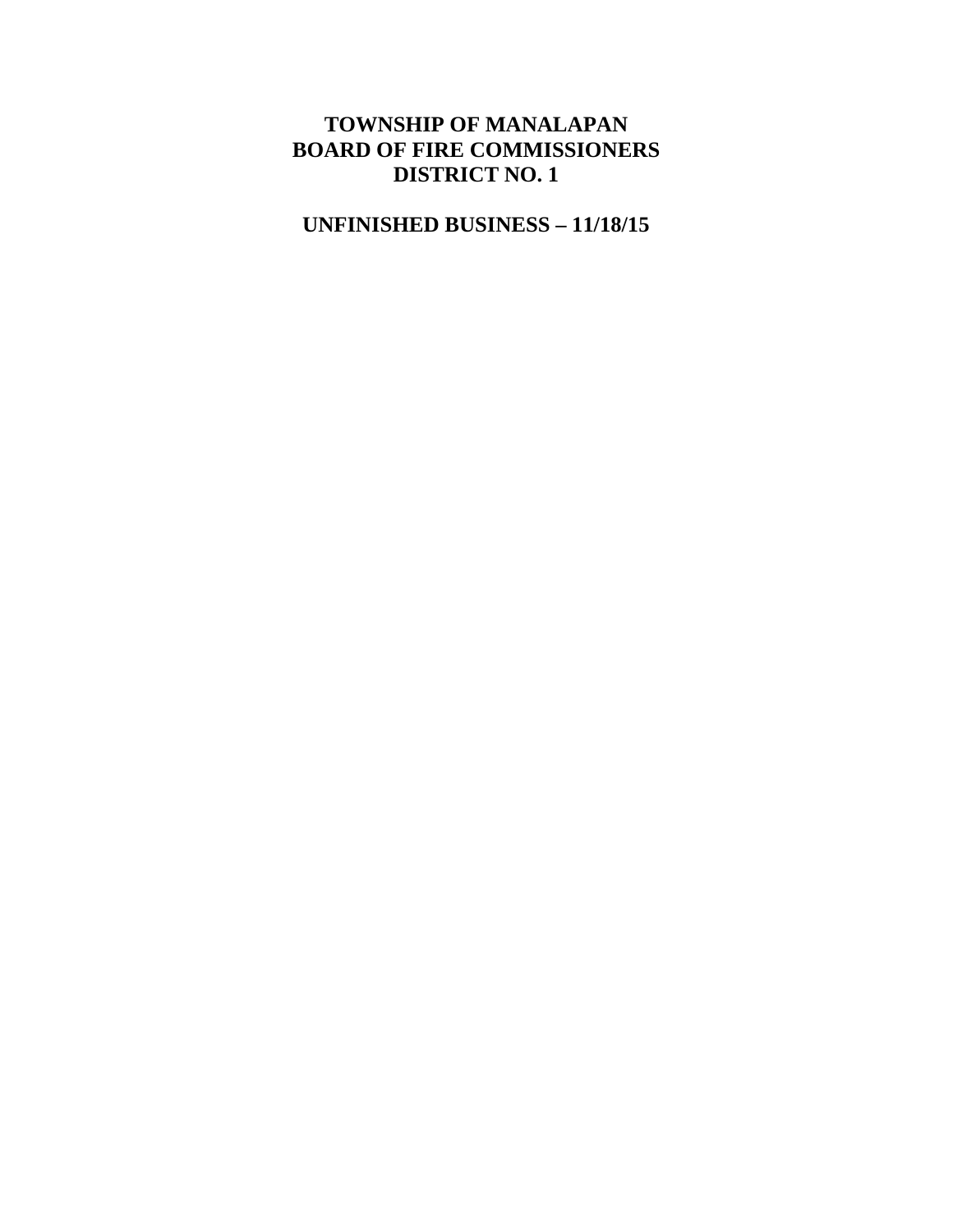# TOWNSHIP OF MANALAPAN
# BOARD OF FIRE COMMISSIONERS
# DISTRICT NO. 1

## UNFINISHED BUSINESS – 11/18/15